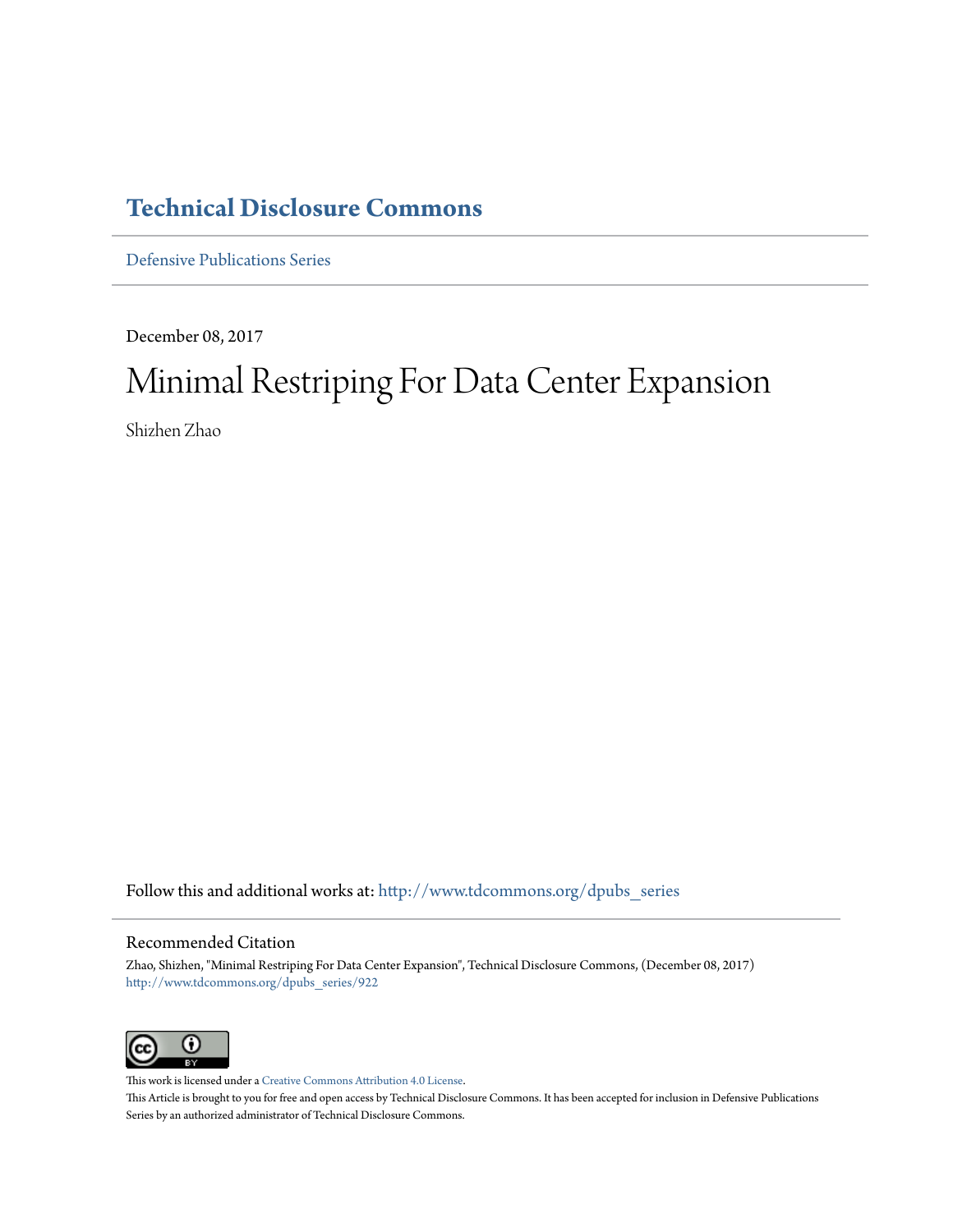# Technical Disclosure Commons

Defensive Publications Series

December 08, 2017

# Minimal Restriping For Data Center Expansion

Shizhen Zhao

Follow this and additional works at: http://www.tdcommons.org/dpubs_series

## Recommended Citation

Zhao, Shizhen, "Minimal Restriping For Data Center Expansion", Technical Disclosure Commons, (December 08, 2017)
http://www.tdcommons.org/dpubs_series/922

This work is licensed under a Creative Commons Attribution 4.0 License.

This Article is brought to you for free and open access by Technical Disclosure Commons. It has been accepted for inclusion in Defensive Publications Series by an authorized administrator of Technical Disclosure Commons.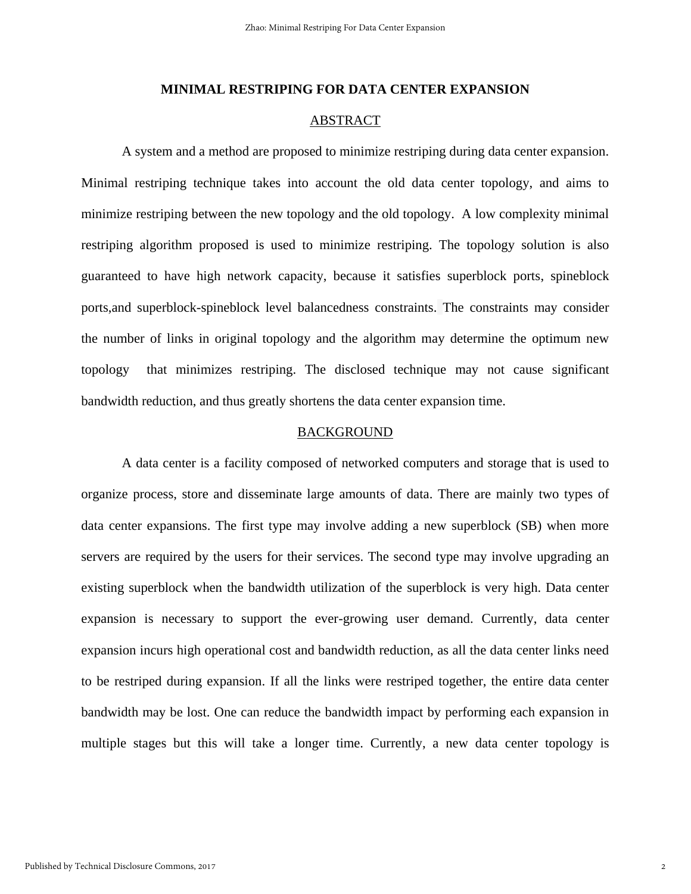# MINIMAL RESTRIPING FOR DATA CENTER EXPANSION

## ABSTRACT

A system and a method are proposed to minimize restriping during data center expansion. Minimal restriping technique takes into account the old data center topology, and aims to minimize restriping between the new topology and the old topology. A low complexity minimal restriping algorithm proposed is used to minimize restriping. The topology solution is also guaranteed to have high network capacity, because it satisfies superblock ports, spineblock ports,and superblock-spineblock level balancedness constraints. The constraints may consider the number of links in original topology and the algorithm may determine the optimum new topology that minimizes restriping. The disclosed technique may not cause significant bandwidth reduction, and thus greatly shortens the data center expansion time.

## BACKGROUND

A data center is a facility composed of networked computers and storage that is used to organize process, store and disseminate large amounts of data. There are mainly two types of data center expansions. The first type may involve adding a new superblock (SB) when more servers are required by the users for their services. The second type may involve upgrading an existing superblock when the bandwidth utilization of the superblock is very high. Data center expansion is necessary to support the ever-growing user demand. Currently, data center expansion incurs high operational cost and bandwidth reduction, as all the data center links need to be restriped during expansion. If all the links were restriped together, the entire data center bandwidth may be lost. One can reduce the bandwidth impact by performing each expansion in multiple stages but this will take a longer time. Currently, a new data center topology is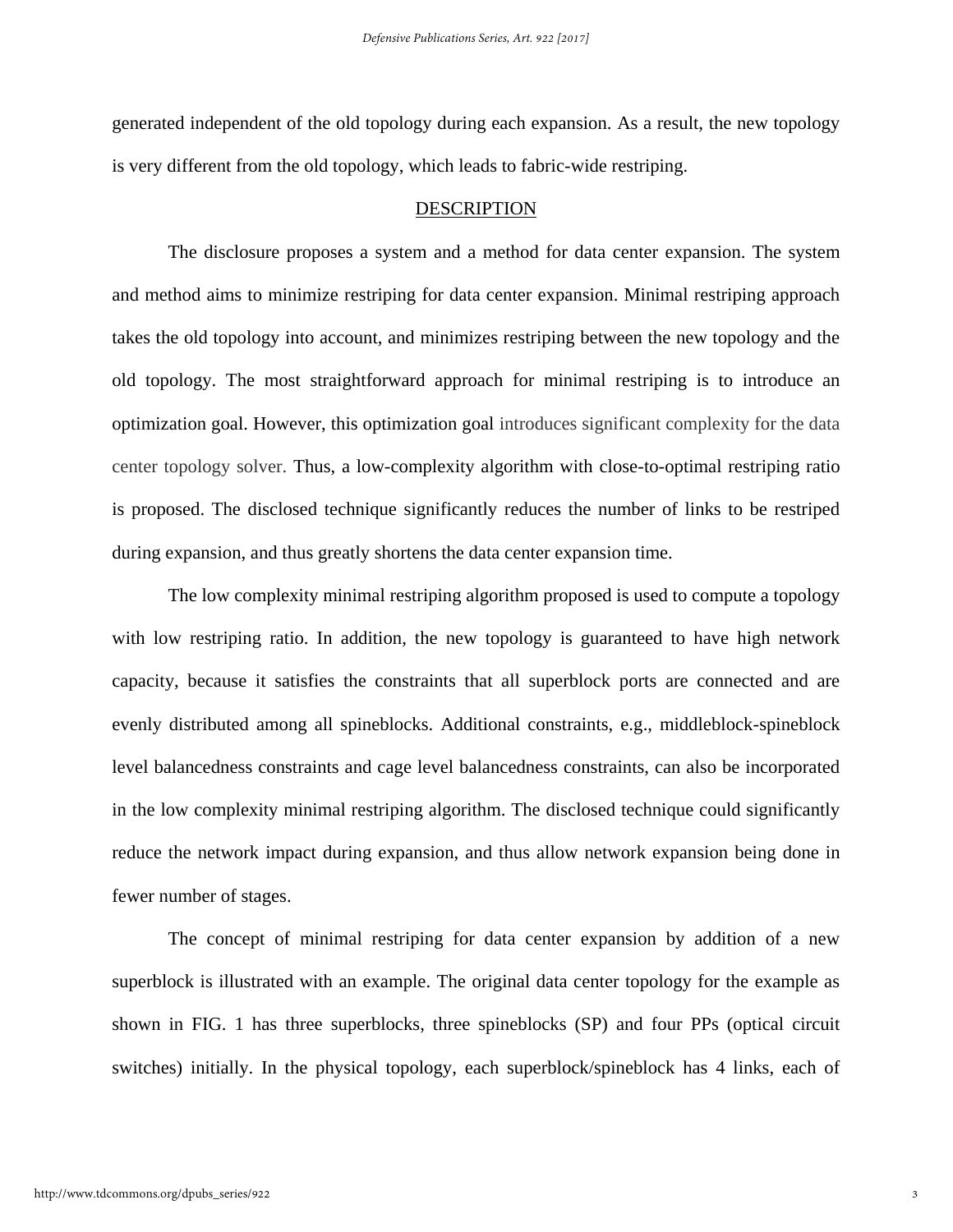generated independent of the old topology during each expansion. As a result, the new topology is very different from the old topology, which leads to fabric-wide restriping.

## DESCRIPTION

The disclosure proposes a system and a method for data center expansion. The system and method aims to minimize restriping for data center expansion. Minimal restriping approach takes the old topology into account, and minimizes restriping between the new topology and the old topology. The most straightforward approach for minimal restriping is to introduce an optimization goal. However, this optimization goal introduces significant complexity for the data center topology solver. Thus, a low-complexity algorithm with close-to-optimal restriping ratio is proposed. The disclosed technique significantly reduces the number of links to be restriped during expansion, and thus greatly shortens the data center expansion time.

The low complexity minimal restriping algorithm proposed is used to compute a topology with low restriping ratio. In addition, the new topology is guaranteed to have high network capacity, because it satisfies the constraints that all superblock ports are connected and are evenly distributed among all spineblocks. Additional constraints, e.g., middleblock-spineblock level balancedness constraints and cage level balancedness constraints, can also be incorporated in the low complexity minimal restriping algorithm. The disclosed technique could significantly reduce the network impact during expansion, and thus allow network expansion being done in fewer number of stages.

The concept of minimal restriping for data center expansion by addition of a new superblock is illustrated with an example. The original data center topology for the example as shown in FIG. 1 has three superblocks, three spineblocks (SP) and four PPs (optical circuit switches) initially. In the physical topology, each superblock/spineblock has 4 links, each of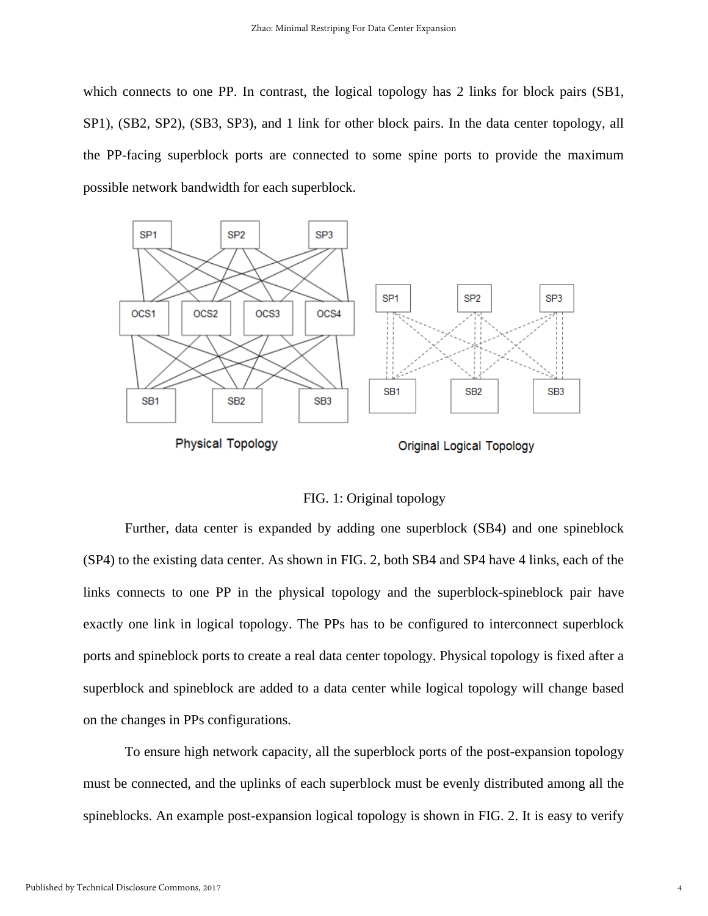which connects to one PP. In contrast, the logical topology has 2 links for block pairs (SB1, SP1), (SB2, SP2), (SB3, SP3), and 1 link for other block pairs. In the data center topology, all the PP-facing superblock ports are connected to some spine ports to provide the maximum possible network bandwidth for each superblock.

Physical Topology

Original Logical Topology

FIG. 1: Original topology

Further, data center is expanded by adding one superblock (SB4) and one spineblock (SP4) to the existing data center. As shown in FIG. 2, both SB4 and SP4 have 4 links, each of the links connects to one PP in the physical topology and the superblock-spineblock pair have exactly one link in logical topology. The PPs has to be configured to interconnect superblock ports and spineblock ports to create a real data center topology. Physical topology is fixed after a superblock and spineblock are added to a data center while logical topology will change based on the changes in PPs configurations.

To ensure high network capacity, all the superblock ports of the post-expansion topology must be connected, and the uplinks of each superblock must be evenly distributed among all the spineblocks. An example post-expansion logical topology is shown in FIG. 2. It is easy to verify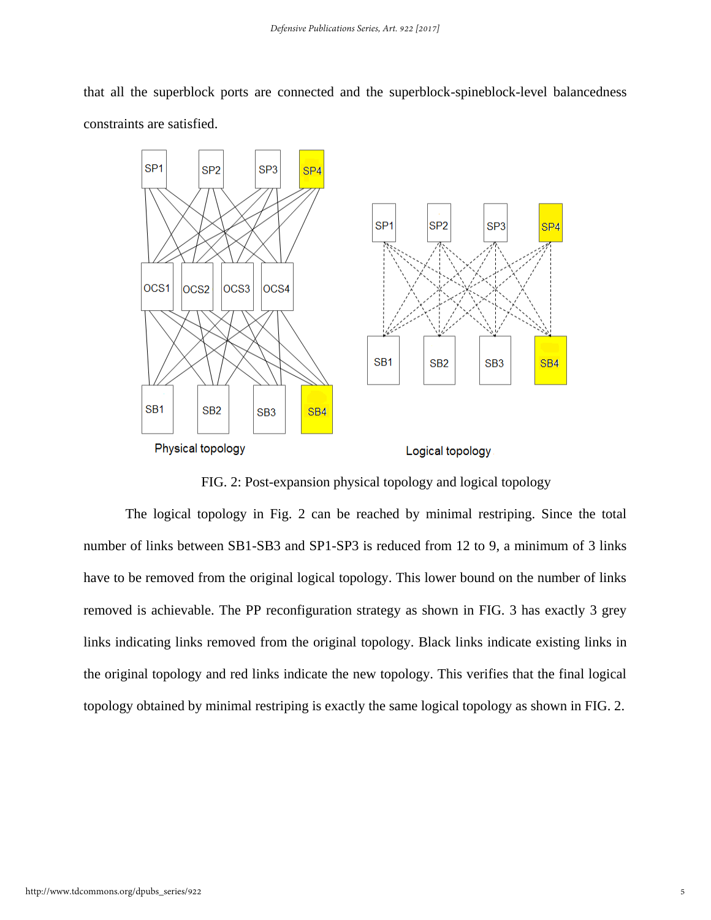that all the superblock ports are connected and the superblock-spineblock-level balancedness constraints are satisfied.

FIG. 2: Post-expansion physical topology and logical topology

The logical topology in Fig. 2 can be reached by minimal restriping. Since the total number of links between SB1-SB3 and SP1-SP3 is reduced from 12 to 9, a minimum of 3 links have to be removed from the original logical topology. This lower bound on the number of links removed is achievable. The PP reconfiguration strategy as shown in FIG. 3 has exactly 3 grey links indicating links removed from the original topology. Black links indicate existing links in the original topology and red links indicate the new topology. This verifies that the final logical topology obtained by minimal restriping is exactly the same logical topology as shown in FIG. 2.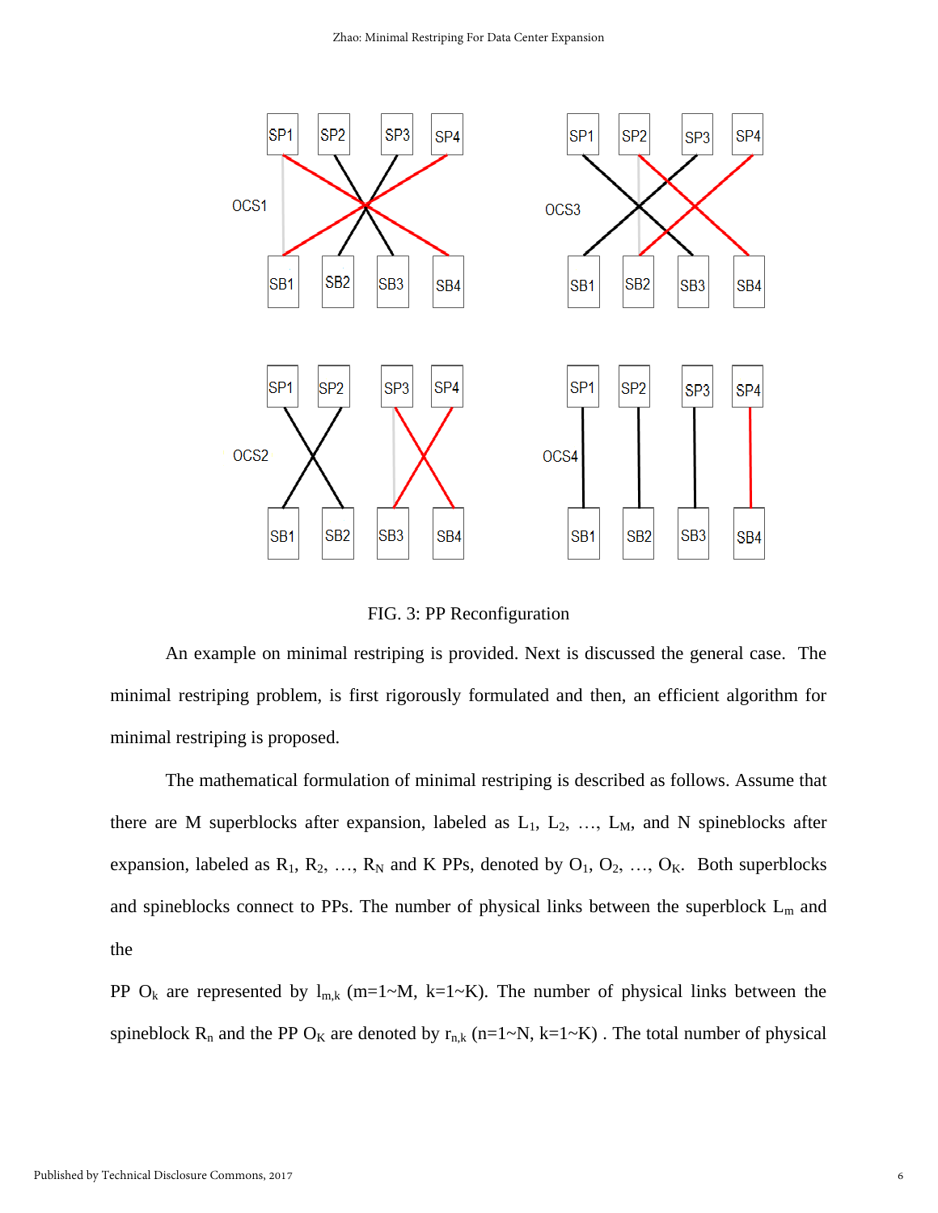FIG. 3: PP Reconfiguration

An example on minimal restriping is provided. Next is discussed the general case. The minimal restriping problem, is first rigorously formulated and then, an efficient algorithm for minimal restriping is proposed.

The mathematical formulation of minimal restriping is described as follows. Assume that there are M superblocks after expansion, labeled as $L_1$, $L_2$, …, $L_M$, and N spineblocks after expansion, labeled as $R_1$, $R_2$, …, $R_N$ and K PPs, denoted by $O_1$, $O_2$, …, $O_K$. Both superblocks and spineblocks connect to PPs. The number of physical links between the superblock $L_m$ and the

PP $O_k$ are represented by $l_{m,k}$ (m=1~M, k=1~K). The number of physical links between the spineblock $R_n$ and the PP $O_K$ are denoted by $r_{n,k}$ (n=1~N, k=1~K) . The total number of physical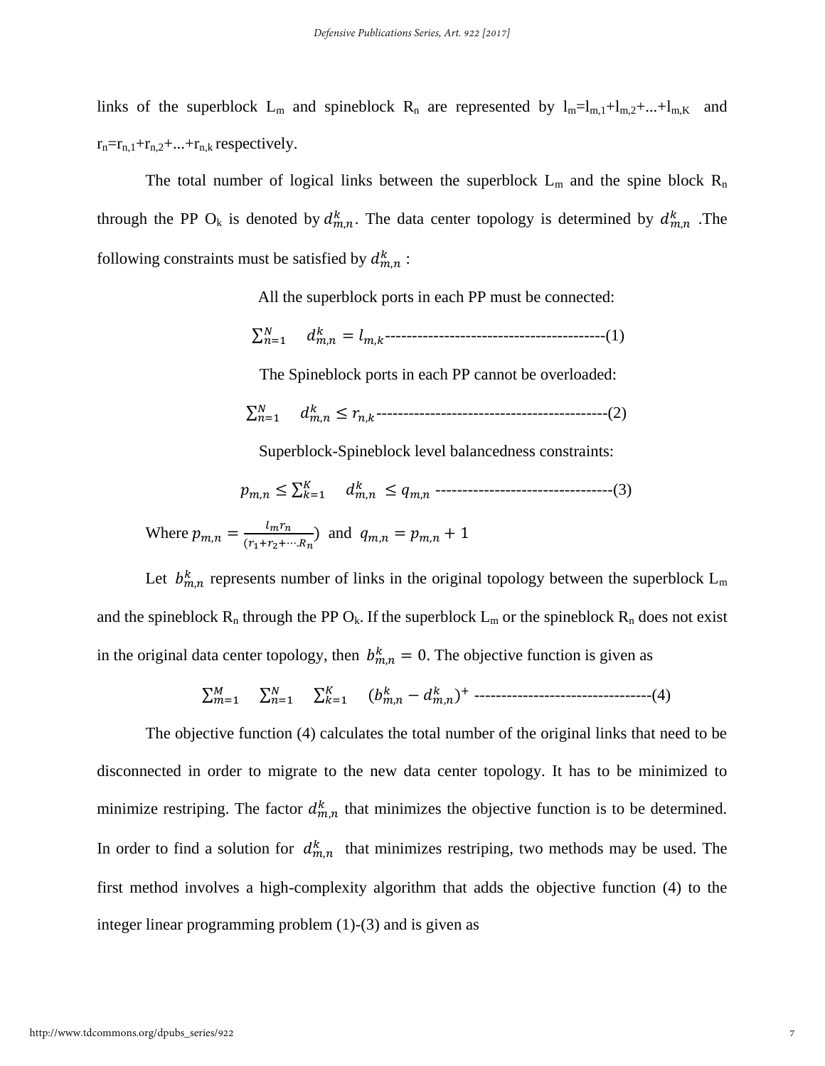links of the superblock $L_m$ and spineblock $R_n$ are represented by $l_m = l_{m,1} + l_{m,2} + ... + l_{m,K}$ and $r_n = r_{n,1} + r_{n,2} + ... + r_{n,k}$ respectively.

The total number of logical links between the superblock $L_m$ and the spine block $R_n$ through the PP $O_k$ is denoted by $d_{m,n}^k$. The data center topology is determined by $d_{m,n}^k$ .The following constraints must be satisfied by $d_{m,n}^k$ :

All the superblock ports in each PP must be connected:

$$\sum_{n=1}^{N} d_{m,n}^k = l_{m,k} \text{------------------------------------------(1)}$$

The Spineblock ports in each PP cannot be overloaded:

$$\sum_{n=1}^{N} d_{m,n}^k \leq r_{n,k} \text{-------------------------------------------(2)}$$

Superblock-Spineblock level balancedness constraints:

$$p_{m,n} \leq \sum_{k=1}^{K} d_{m,n}^k \leq q_{m,n} \text{ ---------------------------------(3)}$$

Where $p_{m,n} = \frac{l_m r_n}{(r_1 + r_2 + \cdots R_n})$ and $q_{m,n} = p_{m,n} + 1$

Let $b_{m,n}^k$ represents number of links in the original topology between the superblock $L_m$ and the spineblock $R_n$ through the PP $O_k$. If the superblock $L_m$ or the spineblock $R_n$ does not exist in the original data center topology, then $b_{m,n}^k = 0$. The objective function is given as

$$\sum_{m=1}^{M} \sum_{n=1}^{N} \sum_{k=1}^{K} (b_{m,n}^k - d_{m,n}^k)^+ \text{ ---------------------------------(4)}$$

The objective function (4) calculates the total number of the original links that need to be disconnected in order to migrate to the new data center topology. It has to be minimized to minimize restriping. The factor $d_{m,n}^k$ that minimizes the objective function is to be determined. In order to find a solution for $d_{m,n}^k$ that minimizes restriping, two methods may be used. The first method involves a high-complexity algorithm that adds the objective function (4) to the integer linear programming problem (1)-(3) and is given as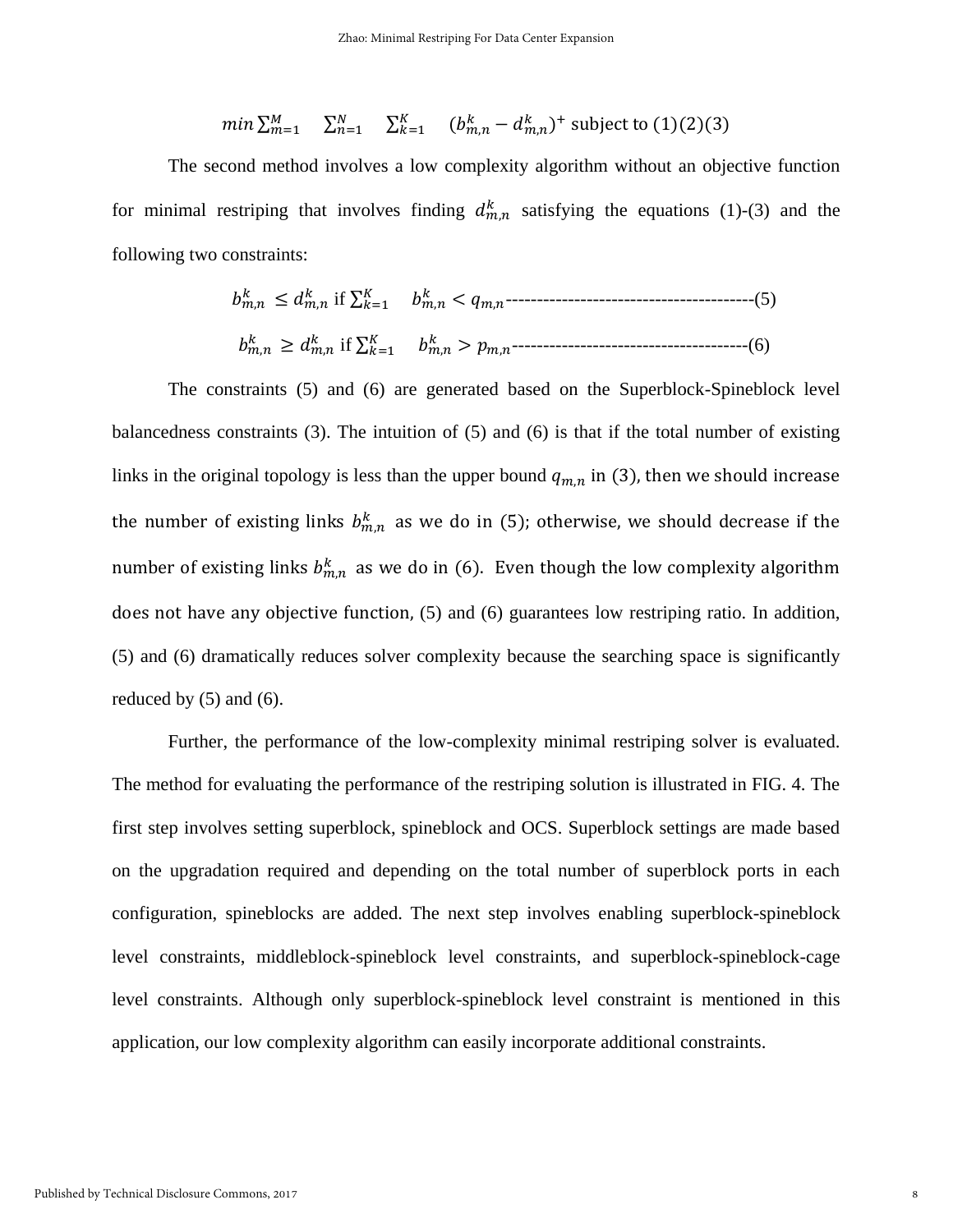$$min \sum_{m=1}^{M} \sum_{n=1}^{N} \sum_{k=1}^{K} (b_{m,n}^{k} - d_{m,n}^{k})^{+} \text{ subject to } (1)(2)(3)$$

The second method involves a low complexity algorithm without an objective function for minimal restriping that involves finding $d_{m,n}^{k}$ satisfying the equations (1)-(3) and the following two constraints:

$$b_{m,n}^{k} \leq d_{m,n}^{k} \text{ if } \sum_{k=1}^{K} b_{m,n}^{k} < q_{m,n} \text{----------------------------------------(5)}$$

$$b_{m,n}^{k} \geq d_{m,n}^{k} \text{ if } \sum_{k=1}^{K} b_{m,n}^{k} > p_{m,n} \text{--------------------------------------(6)}$$

The constraints (5) and (6) are generated based on the Superblock-Spineblock level balancedness constraints (3). The intuition of (5) and (6) is that if the total number of existing links in the original topology is less than the upper bound $q_{m,n}$ in (3), then we should increase the number of existing links $b_{m,n}^{k}$ as we do in (5); otherwise, we should decrease if the number of existing links $b_{m,n}^{k}$ as we do in (6). Even though the low complexity algorithm does not have any objective function, (5) and (6) guarantees low restriping ratio. In addition, (5) and (6) dramatically reduces solver complexity because the searching space is significantly reduced by (5) and (6).

Further, the performance of the low-complexity minimal restriping solver is evaluated. The method for evaluating the performance of the restriping solution is illustrated in FIG. 4. The first step involves setting superblock, spineblock and OCS. Superblock settings are made based on the upgradation required and depending on the total number of superblock ports in each configuration, spineblocks are added. The next step involves enabling superblock-spineblock level constraints, middleblock-spineblock level constraints, and superblock-spineblock-cage level constraints. Although only superblock-spineblock level constraint is mentioned in this application, our low complexity algorithm can easily incorporate additional constraints.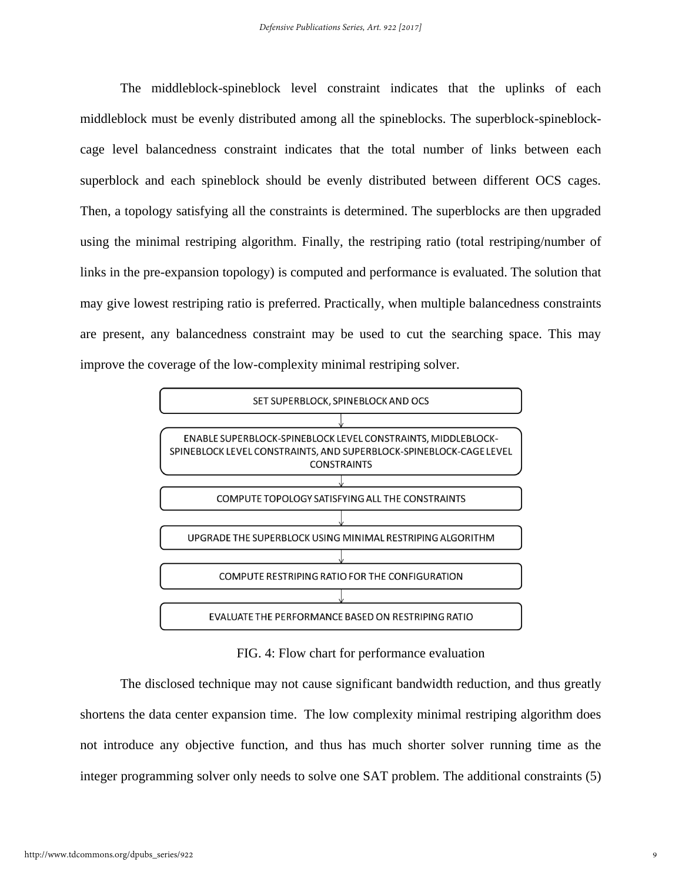The middleblock-spineblock level constraint indicates that the uplinks of each middleblock must be evenly distributed among all the spineblocks. The superblock-spineblock-cage level balancedness constraint indicates that the total number of links between each superblock and each spineblock should be evenly distributed between different OCS cages. Then, a topology satisfying all the constraints is determined. The superblocks are then upgraded using the minimal restriping algorithm. Finally, the restriping ratio (total restriping/number of links in the pre-expansion topology) is computed and performance is evaluated. The solution that may give lowest restriping ratio is preferred. Practically, when multiple balancedness constraints are present, any balancedness constraint may be used to cut the searching space. This may improve the coverage of the low-complexity minimal restriping solver.

SET SUPERBLOCK, SPINEBLOCK AND OCS

↓

ENABLE SUPERBLOCK-SPINEBLOCK LEVEL CONSTRAINTS, MIDDLEBLOCK-SPINEBLOCK LEVEL CONSTRAINTS, AND SUPERBLOCK-SPINEBLOCK-CAGE LEVEL CONSTRAINTS

↓

COMPUTE TOPOLOGY SATISFYING ALL THE CONSTRAINTS

↓

UPGRADE THE SUPERBLOCK USING MINIMAL RESTRIPING ALGORITHM

↓

COMPUTE RESTRIPING RATIO FOR THE CONFIGURATION

↓

EVALUATE THE PERFORMANCE BASED ON RESTRIPING RATIO

FIG. 4: Flow chart for performance evaluation

The disclosed technique may not cause significant bandwidth reduction, and thus greatly shortens the data center expansion time. The low complexity minimal restriping algorithm does not introduce any objective function, and thus has much shorter solver running time as the integer programming solver only needs to solve one SAT problem. The additional constraints (5)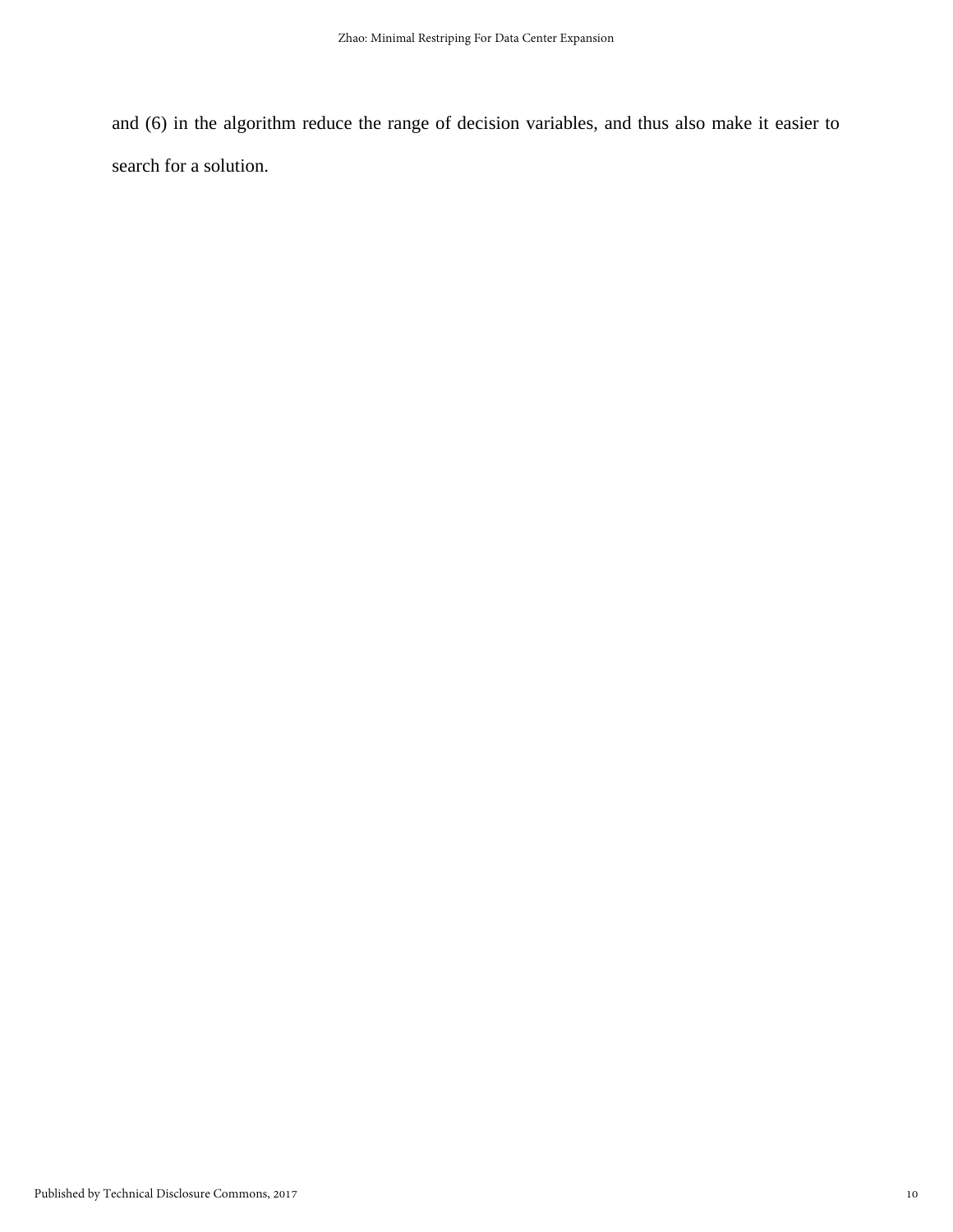and (6) in the algorithm reduce the range of decision variables, and thus also make it easier to search for a solution.